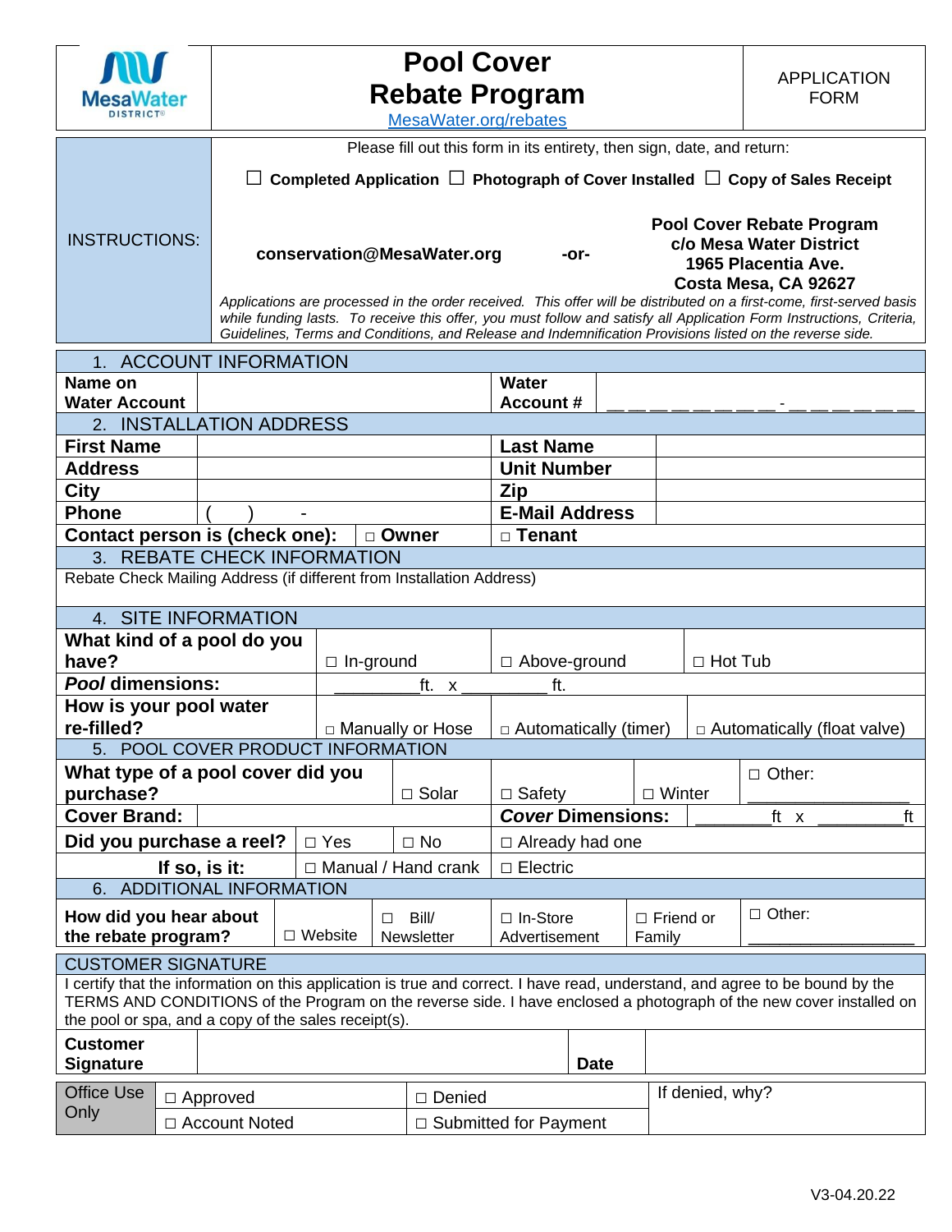MesaWater DISTRICT

# Pool Cover Rebate Program

MesaWater.org/rebates

APPLICATION FORM

**INSTRUCTIONS:**

Please fill out this form in its entirety, then sign, date, and return:

☐ **Completed Application** ☐ **Photograph of Cover Installed** ☐ **Copy of Sales Receipt**

**conservation@MesaWater.org** **-or-** **Pool Cover Rebate Program**
**c/o Mesa Water District**
**1965 Placentia Ave.**
**Costa Mesa, CA 92627**

*Applications are processed in the order received. This offer will be distributed on a first-come, first-served basis while funding lasts. To receive this offer, you must follow and satisfy all Application Form Instructions, Criteria, Guidelines, Terms and Conditions, and Release and Indemnification Provisions listed on the reverse side.*

## 1. ACCOUNT INFORMATION

| | | | |
|---|---|---|---|
| **Name on Water Account** | | **Water Account #** | __ __ __ __ __ __ __ __ __ - __ __ __ __ __ __ __ |

## 2. INSTALLATION ADDRESS

| | | | |
|---|---|---|---|
| **First Name** | | **Last Name** | |
| **Address** | | **Unit Number** | |
| **City** | | **Zip** | |
| **Phone** | (    )    - | **E-Mail Address** | |
| **Contact person is (check one):** | □ **Owner** | □ **Tenant** | |

## 3. REBATE CHECK INFORMATION

Rebate Check Mailing Address (if different from Installation Address)

## 4. SITE INFORMATION

| | | | |
|---|---|---|---|
| **What kind of a pool do you have?** | □ In-ground | □ Above-ground | □ Hot Tub |
| ***Pool* dimensions:** | _________ ft. x _________ ft. | | |
| **How is your pool water re-filled?** | □ Manually or Hose | □ Automatically (timer) | □ Automatically (float valve) |

## 5. POOL COVER PRODUCT INFORMATION

| | | | | |
|---|---|---|---|---|
| **What type of a pool cover did you purchase?** | □ Solar | □ Safety | □ Winter | □ Other: ____________ |
| **Cover Brand:** | | ***Cover* Dimensions:** | ________ ft x ________ ft | |
| **Did you purchase a reel?** | □ Yes | □ No | □ Already had one | |
| **If so, is it:** | □ Manual / Hand crank | □ Electric | | |

## 6. ADDITIONAL INFORMATION

| | | | | | |
|---|---|---|---|---|---|
| **How did you hear about the rebate program?** | □ Website | □ Bill/ Newsletter | □ In-Store Advertisement | □ Friend or Family | □ Other: ____________ |

## CUSTOMER SIGNATURE

I certify that the information on this application is true and correct. I have read, understand, and agree to be bound by the TERMS AND CONDITIONS of the Program on the reverse side. I have enclosed a photograph of the new cover installed on the pool or spa, and a copy of the sales receipt(s).

| | | | |
|---|---|---|---|
| **Customer Signature** | | **Date** | |

| | | | |
|---|---|---|---|
| Office Use Only | □ Approved | □ Denied | If denied, why? |
| | □ Account Noted | □ Submitted for Payment | |

V3-04.20.22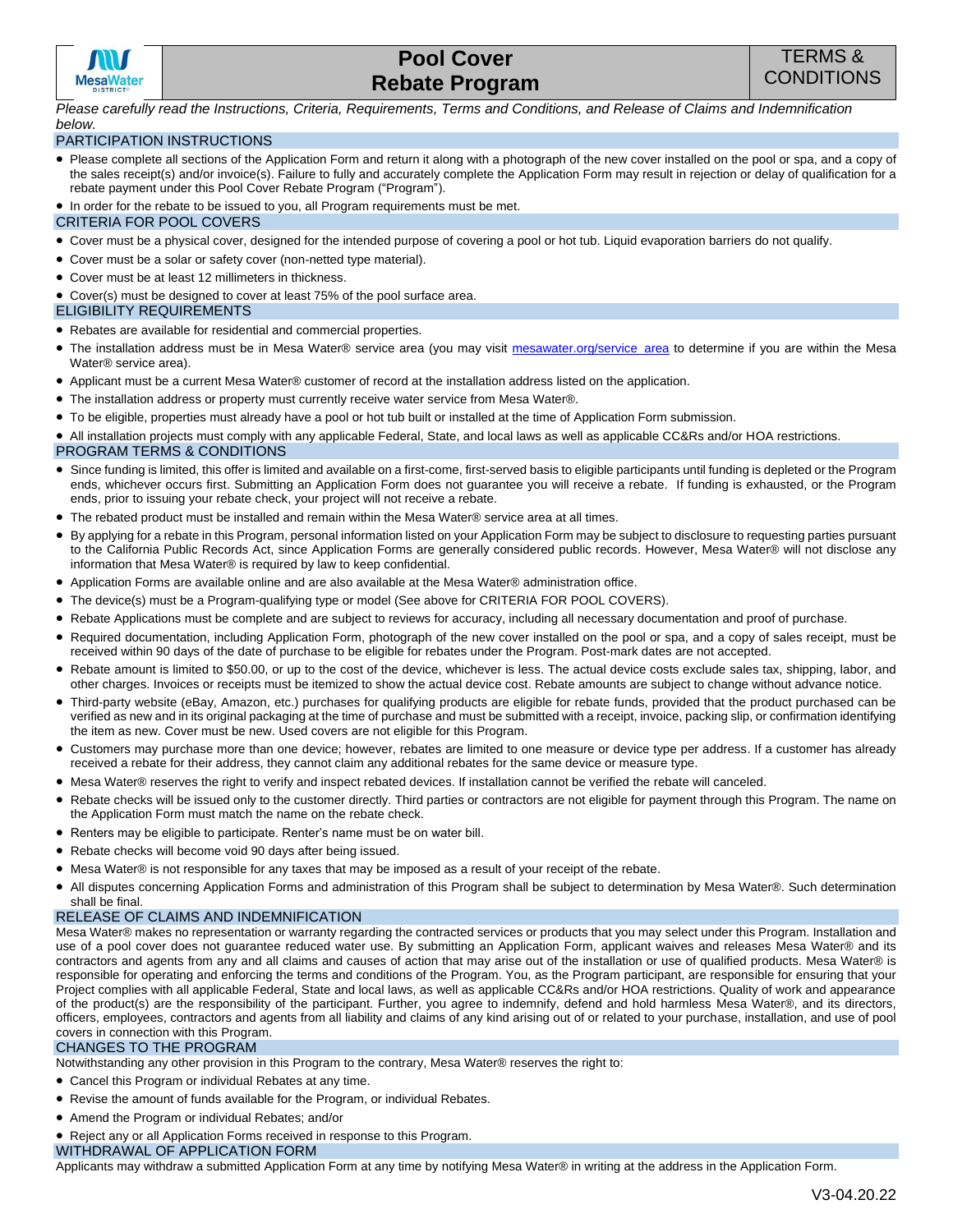# Pool Cover Rebate Program

TERMS & CONDITIONS

*Please carefully read the Instructions, Criteria, Requirements, Terms and Conditions, and Release of Claims and Indemnification below.*

## PARTICIPATION INSTRUCTIONS

- Please complete all sections of the Application Form and return it along with a photograph of the new cover installed on the pool or spa, and a copy of the sales receipt(s) and/or invoice(s). Failure to fully and accurately complete the Application Form may result in rejection or delay of qualification for a rebate payment under this Pool Cover Rebate Program ("Program").
- In order for the rebate to be issued to you, all Program requirements must be met.

## CRITERIA FOR POOL COVERS

- Cover must be a physical cover, designed for the intended purpose of covering a pool or hot tub. Liquid evaporation barriers do not qualify.
- Cover must be a solar or safety cover (non-netted type material).
- Cover must be at least 12 millimeters in thickness.
- Cover(s) must be designed to cover at least 75% of the pool surface area.

## ELIGIBILITY REQUIREMENTS

- Rebates are available for residential and commercial properties.
- The installation address must be in Mesa Water® service area (you may visit mesawater.org/service_area to determine if you are within the Mesa Water® service area).
- Applicant must be a current Mesa Water® customer of record at the installation address listed on the application.
- The installation address or property must currently receive water service from Mesa Water®.
- To be eligible, properties must already have a pool or hot tub built or installed at the time of Application Form submission.
- All installation projects must comply with any applicable Federal, State, and local laws as well as applicable CC&Rs and/or HOA restrictions.

## PROGRAM TERMS & CONDITIONS

- Since funding is limited, this offer is limited and available on a first-come, first-served basis to eligible participants until funding is depleted or the Program ends, whichever occurs first. Submitting an Application Form does not guarantee you will receive a rebate. If funding is exhausted, or the Program ends, prior to issuing your rebate check, your project will not receive a rebate.
- The rebated product must be installed and remain within the Mesa Water® service area at all times.
- By applying for a rebate in this Program, personal information listed on your Application Form may be subject to disclosure to requesting parties pursuant to the California Public Records Act, since Application Forms are generally considered public records. However, Mesa Water® will not disclose any information that Mesa Water® is required by law to keep confidential.
- Application Forms are available online and are also available at the Mesa Water® administration office.
- The device(s) must be a Program-qualifying type or model (See above for CRITERIA FOR POOL COVERS).
- Rebate Applications must be complete and are subject to reviews for accuracy, including all necessary documentation and proof of purchase.
- Required documentation, including Application Form, photograph of the new cover installed on the pool or spa, and a copy of sales receipt, must be received within 90 days of the date of purchase to be eligible for rebates under the Program. Post-mark dates are not accepted.
- Rebate amount is limited to $50.00, or up to the cost of the device, whichever is less. The actual device costs exclude sales tax, shipping, labor, and other charges. Invoices or receipts must be itemized to show the actual device cost. Rebate amounts are subject to change without advance notice.
- Third-party website (eBay, Amazon, etc.) purchases for qualifying products are eligible for rebate funds, provided that the product purchased can be verified as new and in its original packaging at the time of purchase and must be submitted with a receipt, invoice, packing slip, or confirmation identifying the item as new. Cover must be new. Used covers are not eligible for this Program.
- Customers may purchase more than one device; however, rebates are limited to one measure or device type per address. If a customer has already received a rebate for their address, they cannot claim any additional rebates for the same device or measure type.
- Mesa Water® reserves the right to verify and inspect rebated devices. If installation cannot be verified the rebate will canceled.
- Rebate checks will be issued only to the customer directly. Third parties or contractors are not eligible for payment through this Program. The name on the Application Form must match the name on the rebate check.
- Renters may be eligible to participate. Renter's name must be on water bill.
- Rebate checks will become void 90 days after being issued.
- Mesa Water® is not responsible for any taxes that may be imposed as a result of your receipt of the rebate.
- All disputes concerning Application Forms and administration of this Program shall be subject to determination by Mesa Water®. Such determination shall be final.

## RELEASE OF CLAIMS AND INDEMNIFICATION

Mesa Water® makes no representation or warranty regarding the contracted services or products that you may select under this Program. Installation and use of a pool cover does not guarantee reduced water use. By submitting an Application Form, applicant waives and releases Mesa Water® and its contractors and agents from any and all claims and causes of action that may arise out of the installation or use of qualified products. Mesa Water® is responsible for operating and enforcing the terms and conditions of the Program. You, as the Program participant, are responsible for ensuring that your Project complies with all applicable Federal, State and local laws, as well as applicable CC&Rs and/or HOA restrictions. Quality of work and appearance of the product(s) are the responsibility of the participant. Further, you agree to indemnify, defend and hold harmless Mesa Water®, and its directors, officers, employees, contractors and agents from all liability and claims of any kind arising out of or related to your purchase, installation, and use of pool covers in connection with this Program.

## CHANGES TO THE PROGRAM

Notwithstanding any other provision in this Program to the contrary, Mesa Water® reserves the right to:

- Cancel this Program or individual Rebates at any time.
- Revise the amount of funds available for the Program, or individual Rebates.
- Amend the Program or individual Rebates; and/or
- Reject any or all Application Forms received in response to this Program.

## WITHDRAWAL OF APPLICATION FORM

Applicants may withdraw a submitted Application Form at any time by notifying Mesa Water® in writing at the address in the Application Form.

V3-04.20.22